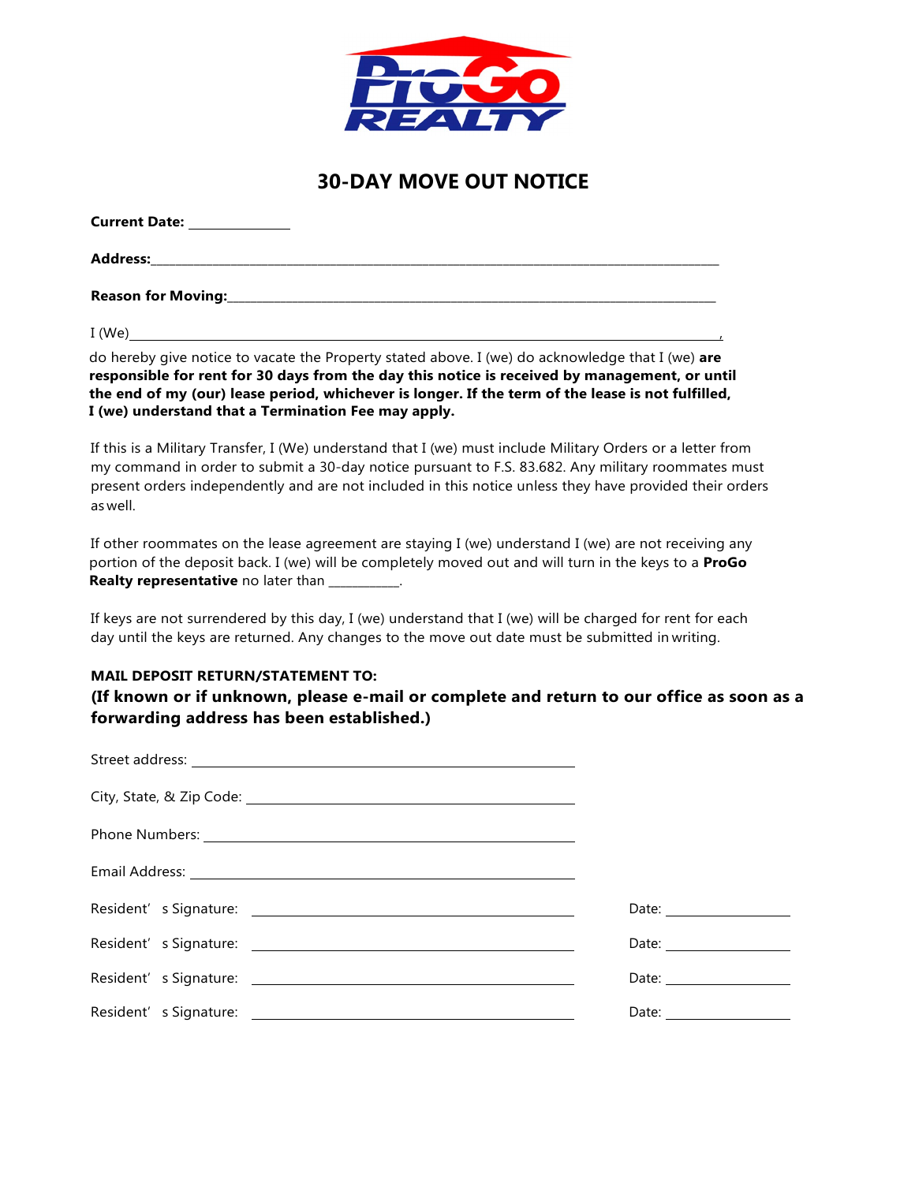ProGo REALTY

# 30-DAY MOVE OUT NOTICE

**Current Date:** _____________

**Address:**_______________________________________________________________________________________

**Reason for Moving:**_____________________________________________________________________________

I (We)______________________________________________________________________________________,

do hereby give notice to vacate the Property stated above. I (we) do acknowledge that I (we) **are responsible for rent for 30 days from the day this notice is received by management, or until the end of my (our) lease period, whichever is longer. If the term of the lease is not fulfilled, I (we) understand that a Termination Fee may apply.**

If this is a Military Transfer, I (We) understand that I (we) must include Military Orders or a letter from my command in order to submit a 30-day notice pursuant to F.S. 83.682. Any military roommates must present orders independently and are not included in this notice unless they have provided their orders as well.

If other roommates on the lease agreement are staying I (we) understand I (we) are not receiving any portion of the deposit back. I (we) will be completely moved out and will turn in the keys to a **ProGo Realty representative** no later than __________.

If keys are not surrendered by this day, I (we) understand that I (we) will be charged for rent for each day until the keys are returned. Any changes to the move out date must be submitted in writing.

**MAIL DEPOSIT RETURN/STATEMENT TO:**

**(If known or if unknown, please e-mail or complete and return to our office as soon as a forwarding address has been established.)**

Street address: _______________________________________________

City, State, & Zip Code: ________________________________________

Phone Numbers: ______________________________________________

Email Address: _______________________________________________

Resident's Signature: ____________________________________ Date: _______________

Resident's Signature: ____________________________________ Date: _______________

Resident's Signature: ____________________________________ Date: _______________

Resident's Signature: ____________________________________ Date: _______________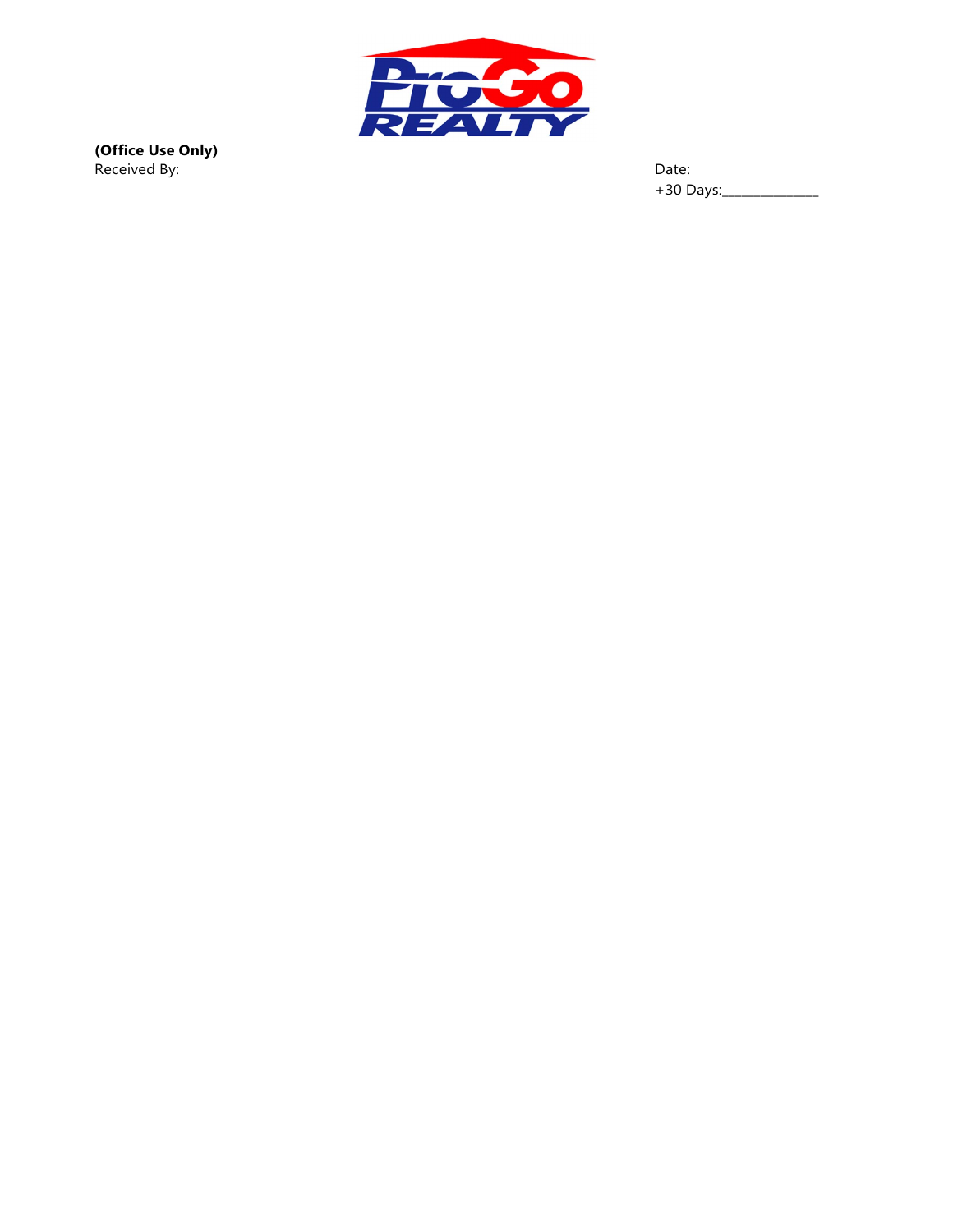ProGo REALTY

**(Office Use Only)**

Received By: ______________________________ Date: ________________

+30 Days:______________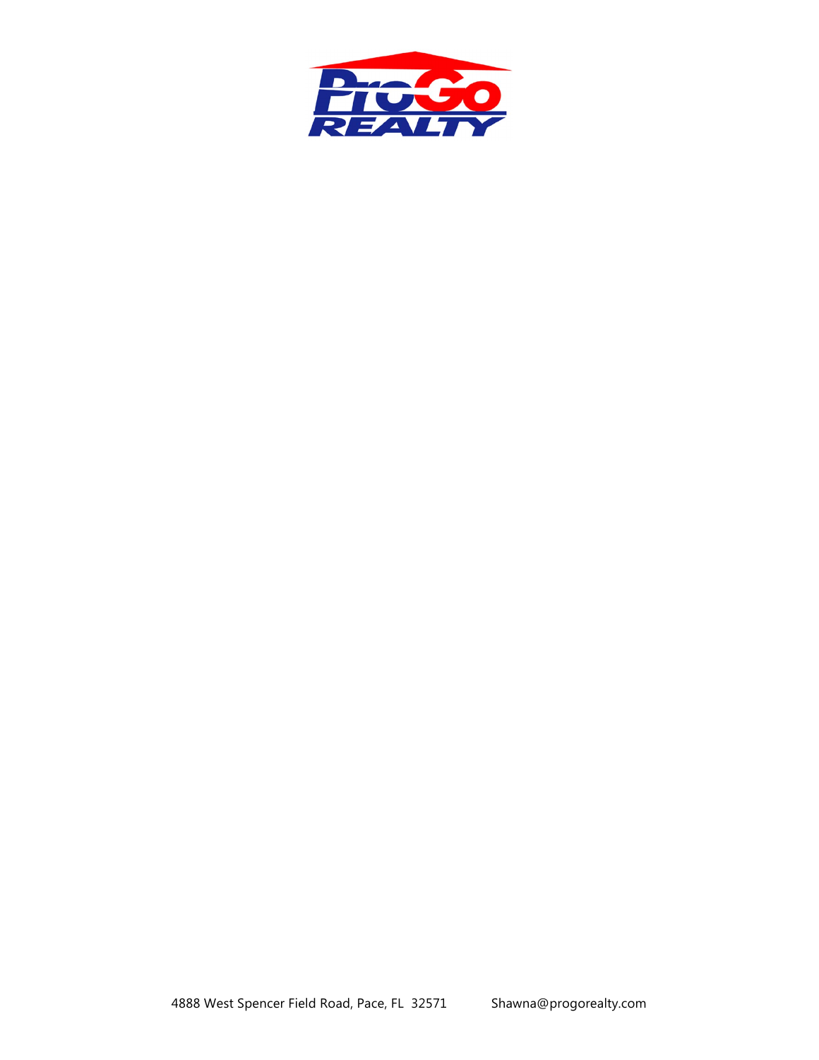ProGo REALTY

4888 West Spencer Field Road, Pace, FL 32571 Shawna@progorealty.com